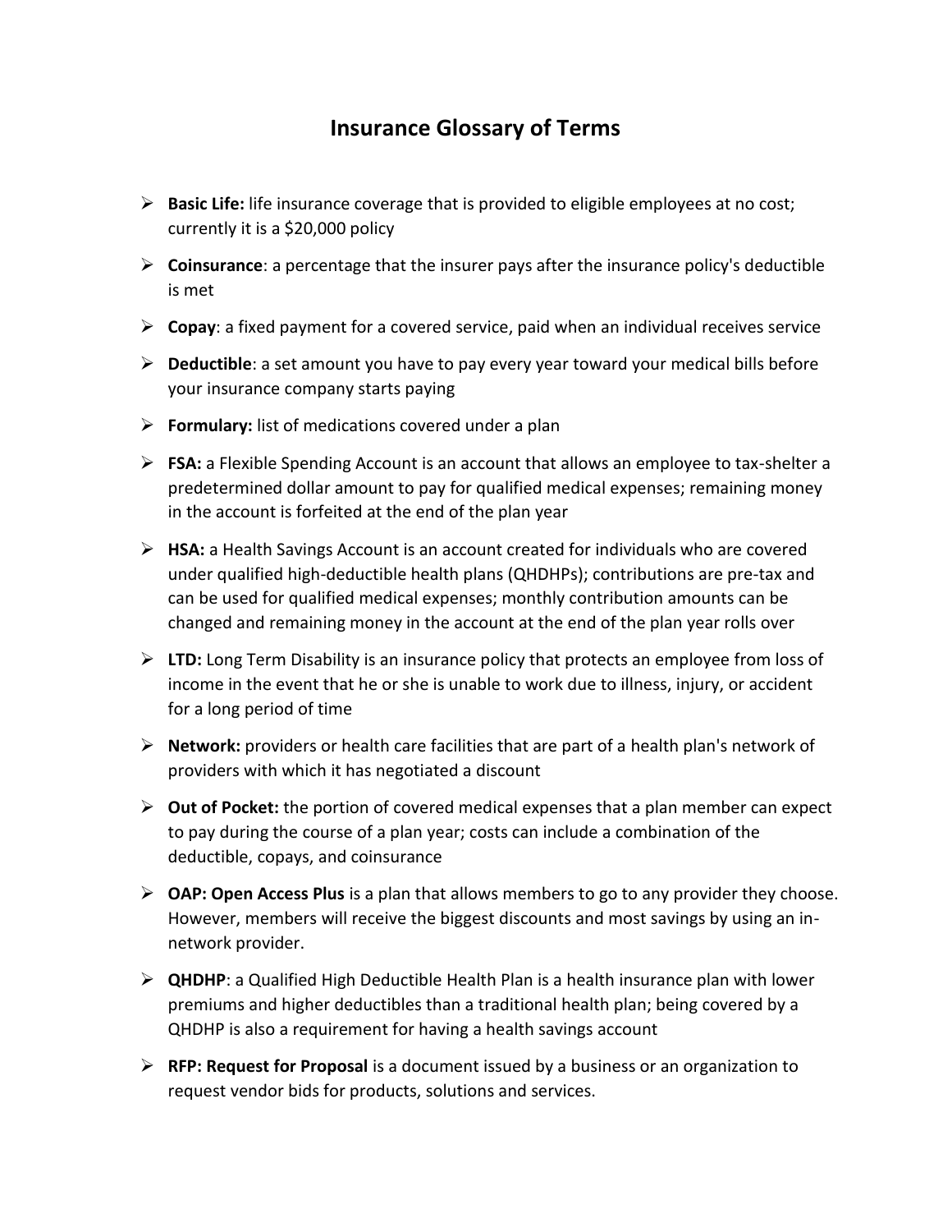# Insurance Glossary of Terms

- **Basic Life:** life insurance coverage that is provided to eligible employees at no cost; currently it is a $20,000 policy
- **Coinsurance**: a percentage that the insurer pays after the insurance policy's deductible is met
- **Copay**: a fixed payment for a covered service, paid when an individual receives service
- **Deductible**: a set amount you have to pay every year toward your medical bills before your insurance company starts paying
- **Formulary:** list of medications covered under a plan
- **FSA:** a Flexible Spending Account is an account that allows an employee to tax-shelter a predetermined dollar amount to pay for qualified medical expenses; remaining money in the account is forfeited at the end of the plan year
- **HSA:** a Health Savings Account is an account created for individuals who are covered under qualified high-deductible health plans (QHDHPs); contributions are pre-tax and can be used for qualified medical expenses; monthly contribution amounts can be changed and remaining money in the account at the end of the plan year rolls over
- **LTD:** Long Term Disability is an insurance policy that protects an employee from loss of income in the event that he or she is unable to work due to illness, injury, or accident for a long period of time
- **Network:** providers or health care facilities that are part of a health plan's network of providers with which it has negotiated a discount
- **Out of Pocket:** the portion of covered medical expenses that a plan member can expect to pay during the course of a plan year; costs can include a combination of the deductible, copays, and coinsurance
- **OAP: Open Access Plus** is a plan that allows members to go to any provider they choose. However, members will receive the biggest discounts and most savings by using an in-network provider.
- **QHDHP**: a Qualified High Deductible Health Plan is a health insurance plan with lower premiums and higher deductibles than a traditional health plan; being covered by a QHDHP is also a requirement for having a health savings account
- **RFP: Request for Proposal** is a document issued by a business or an organization to request vendor bids for products, solutions and services.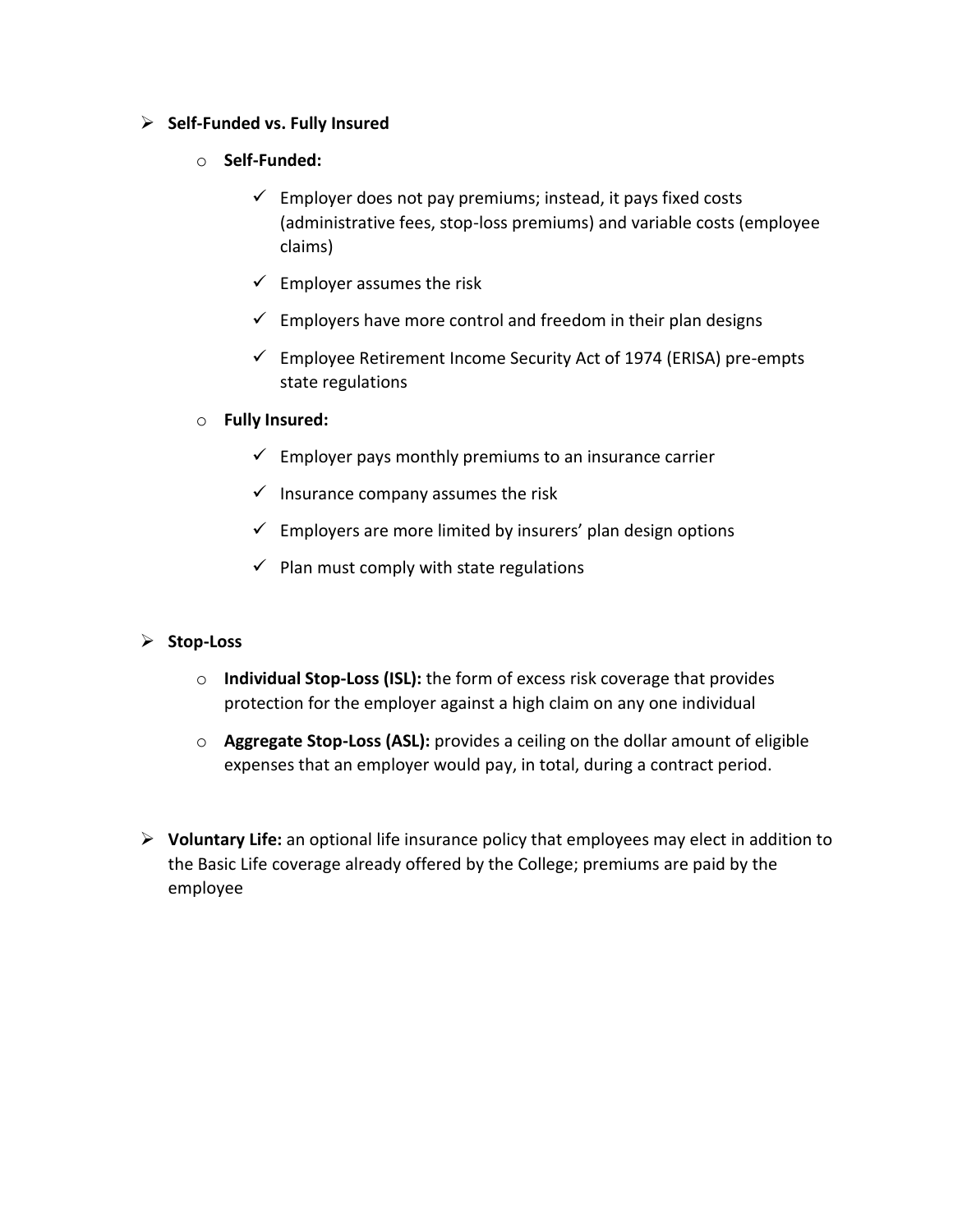- **Self-Funded vs. Fully Insured**
  - **Self-Funded:**
    - Employer does not pay premiums; instead, it pays fixed costs (administrative fees, stop-loss premiums) and variable costs (employee claims)
    - Employer assumes the risk
    - Employers have more control and freedom in their plan designs
    - Employee Retirement Income Security Act of 1974 (ERISA) pre-empts state regulations
  - **Fully Insured:**
    - Employer pays monthly premiums to an insurance carrier
    - Insurance company assumes the risk
    - Employers are more limited by insurers' plan design options
    - Plan must comply with state regulations

- **Stop-Loss**
  - **Individual Stop-Loss (ISL):** the form of excess risk coverage that provides protection for the employer against a high claim on any one individual
  - **Aggregate Stop-Loss (ASL):** provides a ceiling on the dollar amount of eligible expenses that an employer would pay, in total, during a contract period.

- **Voluntary Life:** an optional life insurance policy that employees may elect in addition to the Basic Life coverage already offered by the College; premiums are paid by the employee